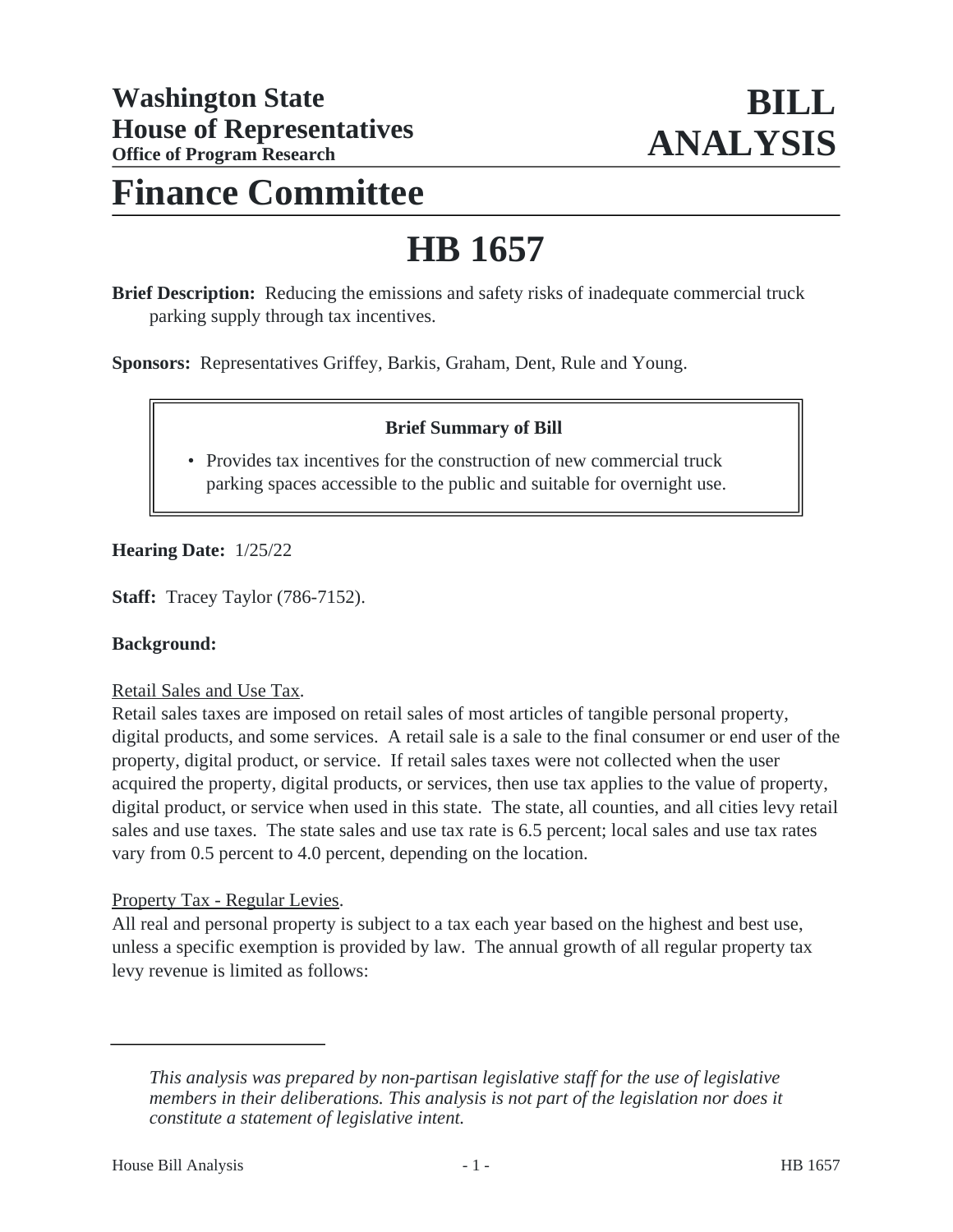**Washington State House of Representatives**
**Office of Program Research**

# BILL ANALYSIS

# Finance Committee

# HB 1657

**Brief Description:** Reducing the emissions and safety risks of inadequate commercial truck parking supply through tax incentives.

**Sponsors:** Representatives Griffey, Barkis, Graham, Dent, Rule and Young.

**Brief Summary of Bill**

- Provides tax incentives for the construction of new commercial truck parking spaces accessible to the public and suitable for overnight use.

**Hearing Date:** 1/25/22

**Staff:** Tracey Taylor (786-7152).

**Background:**

Retail Sales and Use Tax.

Retail sales taxes are imposed on retail sales of most articles of tangible personal property, digital products, and some services. A retail sale is a sale to the final consumer or end user of the property, digital product, or service. If retail sales taxes were not collected when the user acquired the property, digital products, or services, then use tax applies to the value of property, digital product, or service when used in this state. The state, all counties, and all cities levy retail sales and use taxes. The state sales and use tax rate is 6.5 percent; local sales and use tax rates vary from 0.5 percent to 4.0 percent, depending on the location.

Property Tax - Regular Levies.

All real and personal property is subject to a tax each year based on the highest and best use, unless a specific exemption is provided by law. The annual growth of all regular property tax levy revenue is limited as follows:

---

*This analysis was prepared by non-partisan legislative staff for the use of legislative members in their deliberations. This analysis is not part of the legislation nor does it constitute a statement of legislative intent.*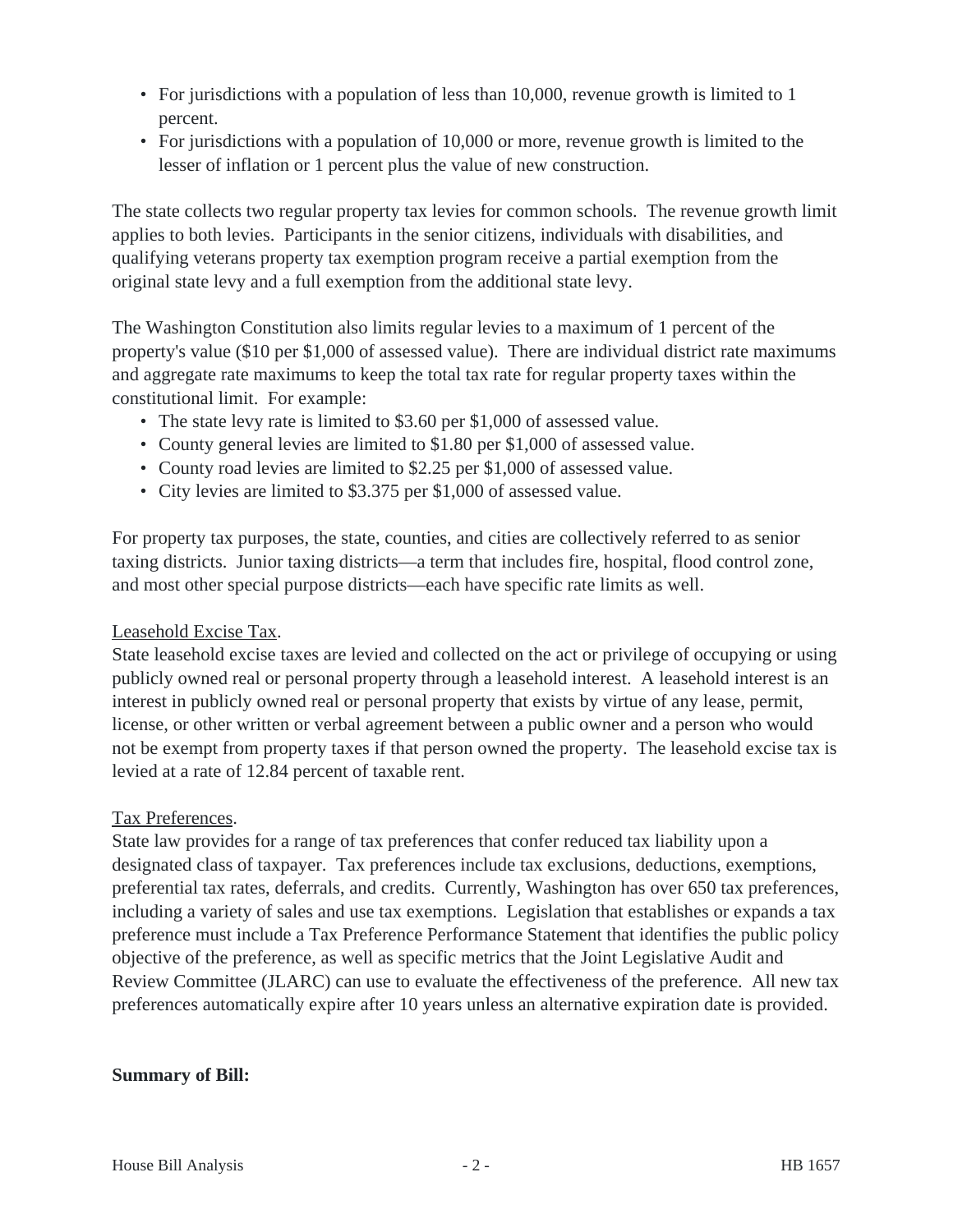- For jurisdictions with a population of less than 10,000, revenue growth is limited to 1 percent.
- For jurisdictions with a population of 10,000 or more, revenue growth is limited to the lesser of inflation or 1 percent plus the value of new construction.

The state collects two regular property tax levies for common schools. The revenue growth limit applies to both levies. Participants in the senior citizens, individuals with disabilities, and qualifying veterans property tax exemption program receive a partial exemption from the original state levy and a full exemption from the additional state levy.

The Washington Constitution also limits regular levies to a maximum of 1 percent of the property's value ($10 per $1,000 of assessed value). There are individual district rate maximums and aggregate rate maximums to keep the total tax rate for regular property taxes within the constitutional limit. For example:

- The state levy rate is limited to $3.60 per $1,000 of assessed value.
- County general levies are limited to $1.80 per $1,000 of assessed value.
- County road levies are limited to $2.25 per $1,000 of assessed value.
- City levies are limited to $3.375 per $1,000 of assessed value.

For property tax purposes, the state, counties, and cities are collectively referred to as senior taxing districts. Junior taxing districts—a term that includes fire, hospital, flood control zone, and most other special purpose districts—each have specific rate limits as well.

Leasehold Excise Tax.
State leasehold excise taxes are levied and collected on the act or privilege of occupying or using publicly owned real or personal property through a leasehold interest. A leasehold interest is an interest in publicly owned real or personal property that exists by virtue of any lease, permit, license, or other written or verbal agreement between a public owner and a person who would not be exempt from property taxes if that person owned the property. The leasehold excise tax is levied at a rate of 12.84 percent of taxable rent.

Tax Preferences.
State law provides for a range of tax preferences that confer reduced tax liability upon a designated class of taxpayer. Tax preferences include tax exclusions, deductions, exemptions, preferential tax rates, deferrals, and credits. Currently, Washington has over 650 tax preferences, including a variety of sales and use tax exemptions. Legislation that establishes or expands a tax preference must include a Tax Preference Performance Statement that identifies the public policy objective of the preference, as well as specific metrics that the Joint Legislative Audit and Review Committee (JLARC) can use to evaluate the effectiveness of the preference. All new tax preferences automatically expire after 10 years unless an alternative expiration date is provided.

**Summary of Bill:**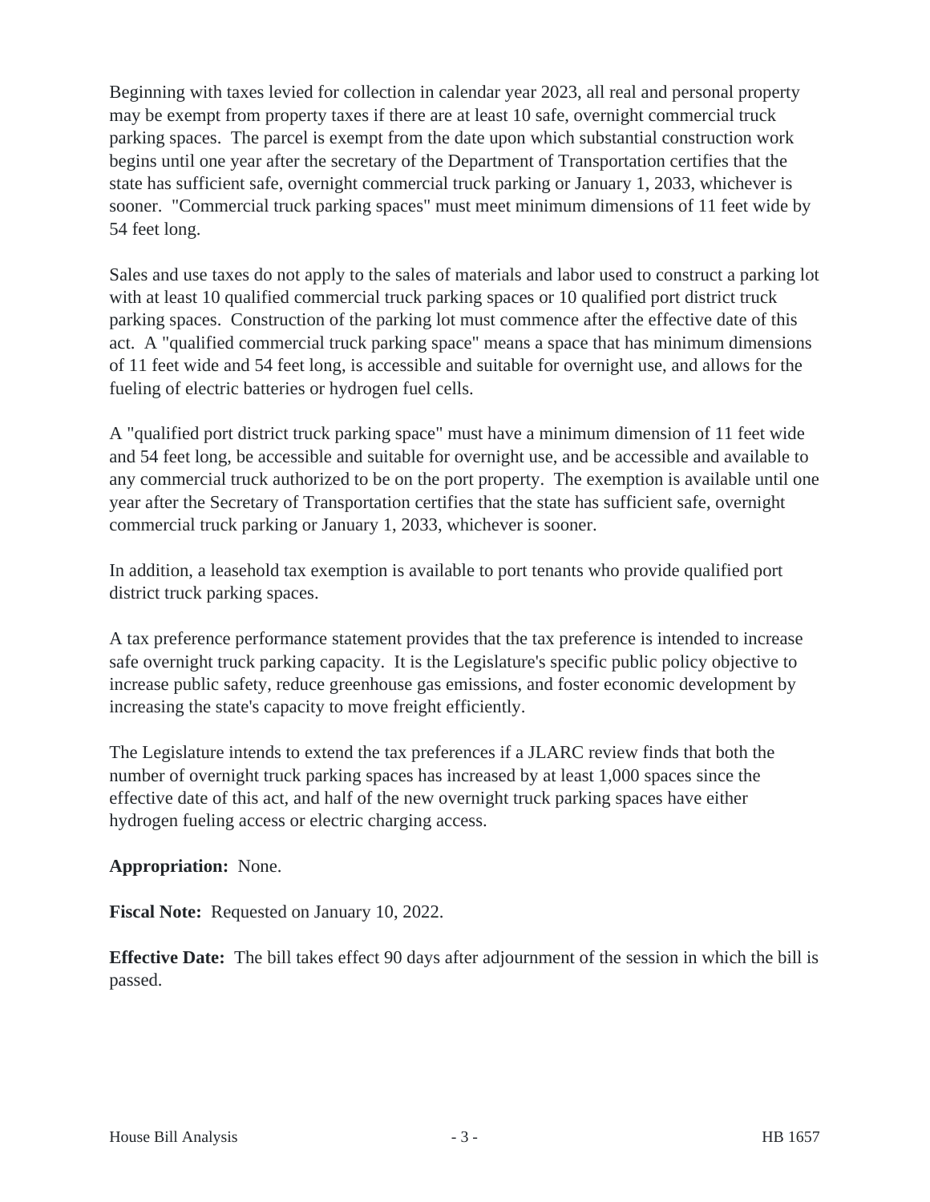Beginning with taxes levied for collection in calendar year 2023, all real and personal property may be exempt from property taxes if there are at least 10 safe, overnight commercial truck parking spaces. The parcel is exempt from the date upon which substantial construction work begins until one year after the secretary of the Department of Transportation certifies that the state has sufficient safe, overnight commercial truck parking or January 1, 2033, whichever is sooner. "Commercial truck parking spaces" must meet minimum dimensions of 11 feet wide by 54 feet long.

Sales and use taxes do not apply to the sales of materials and labor used to construct a parking lot with at least 10 qualified commercial truck parking spaces or 10 qualified port district truck parking spaces. Construction of the parking lot must commence after the effective date of this act. A "qualified commercial truck parking space" means a space that has minimum dimensions of 11 feet wide and 54 feet long, is accessible and suitable for overnight use, and allows for the fueling of electric batteries or hydrogen fuel cells.

A "qualified port district truck parking space" must have a minimum dimension of 11 feet wide and 54 feet long, be accessible and suitable for overnight use, and be accessible and available to any commercial truck authorized to be on the port property. The exemption is available until one year after the Secretary of Transportation certifies that the state has sufficient safe, overnight commercial truck parking or January 1, 2033, whichever is sooner.

In addition, a leasehold tax exemption is available to port tenants who provide qualified port district truck parking spaces.

A tax preference performance statement provides that the tax preference is intended to increase safe overnight truck parking capacity. It is the Legislature's specific public policy objective to increase public safety, reduce greenhouse gas emissions, and foster economic development by increasing the state's capacity to move freight efficiently.

The Legislature intends to extend the tax preferences if a JLARC review finds that both the number of overnight truck parking spaces has increased by at least 1,000 spaces since the effective date of this act, and half of the new overnight truck parking spaces have either hydrogen fueling access or electric charging access.

**Appropriation:** None.

**Fiscal Note:** Requested on January 10, 2022.

**Effective Date:** The bill takes effect 90 days after adjournment of the session in which the bill is passed.